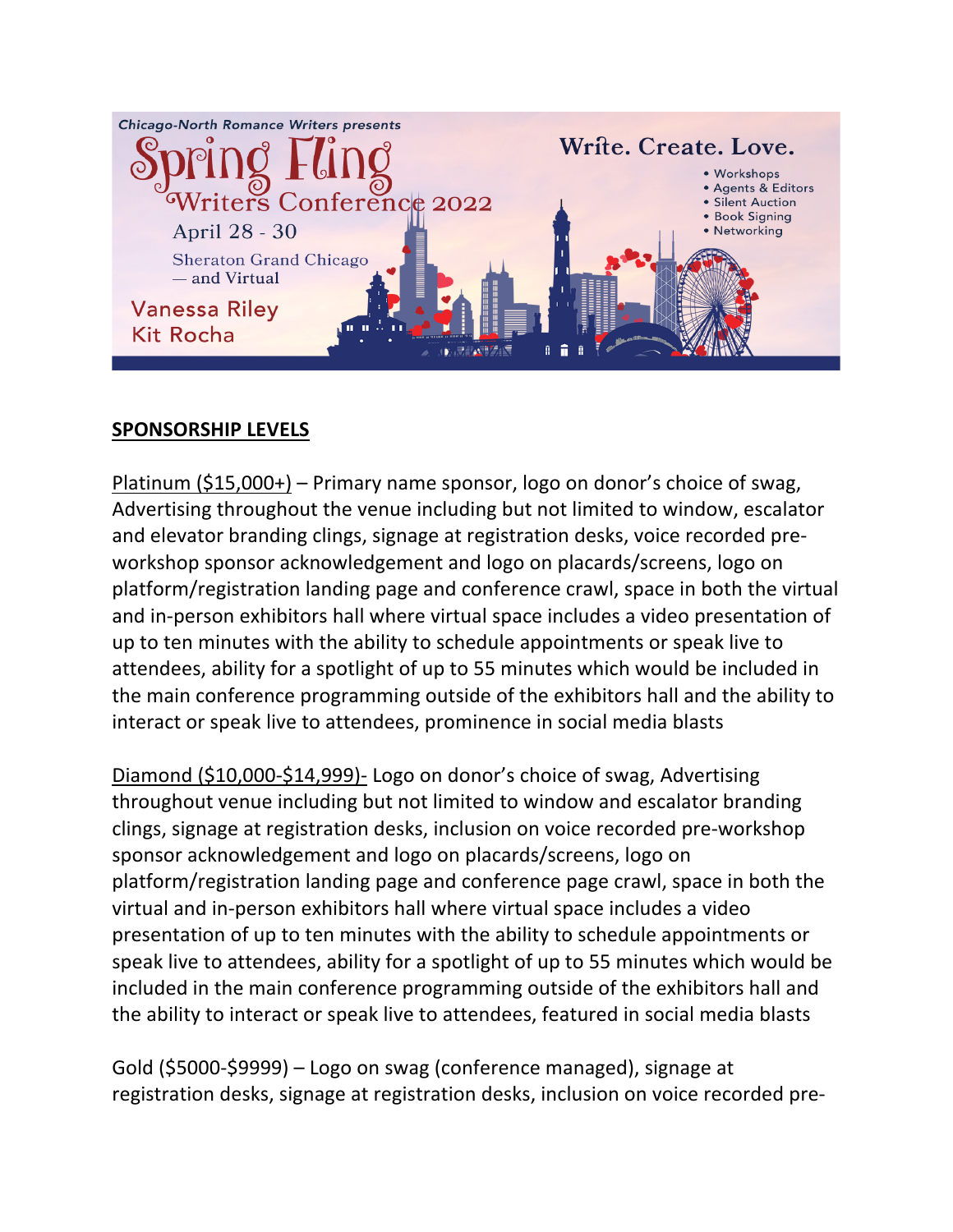Chicago-North Romance Writers presents

# Spring Fling Writers Conference 2022

April 28 - 30

Sheraton Grand Chicago — and Virtual

Vanessa Riley
Kit Rocha

**Write. Create. Love.**

- Workshops
- Agents & Editors
- Silent Auction
- Book Signing
- Networking

## SPONSORSHIP LEVELS

Platinum ($15,000+) – Primary name sponsor, logo on donor's choice of swag, Advertising throughout the venue including but not limited to window, escalator and elevator branding clings, signage at registration desks, voice recorded pre-workshop sponsor acknowledgement and logo on placards/screens, logo on platform/registration landing page and conference crawl, space in both the virtual and in-person exhibitors hall where virtual space includes a video presentation of up to ten minutes with the ability to schedule appointments or speak live to attendees, ability for a spotlight of up to 55 minutes which would be included in the main conference programming outside of the exhibitors hall and the ability to interact or speak live to attendees, prominence in social media blasts

Diamond ($10,000-$14,999)- Logo on donor's choice of swag, Advertising throughout venue including but not limited to window and escalator branding clings, signage at registration desks, inclusion on voice recorded pre-workshop sponsor acknowledgement and logo on placards/screens, logo on platform/registration landing page and conference page crawl, space in both the virtual and in-person exhibitors hall where virtual space includes a video presentation of up to ten minutes with the ability to schedule appointments or speak live to attendees, ability for a spotlight of up to 55 minutes which would be included in the main conference programming outside of the exhibitors hall and the ability to interact or speak live to attendees, featured in social media blasts

Gold ($5000-$9999) – Logo on swag (conference managed), signage at registration desks, signage at registration desks, inclusion on voice recorded pre-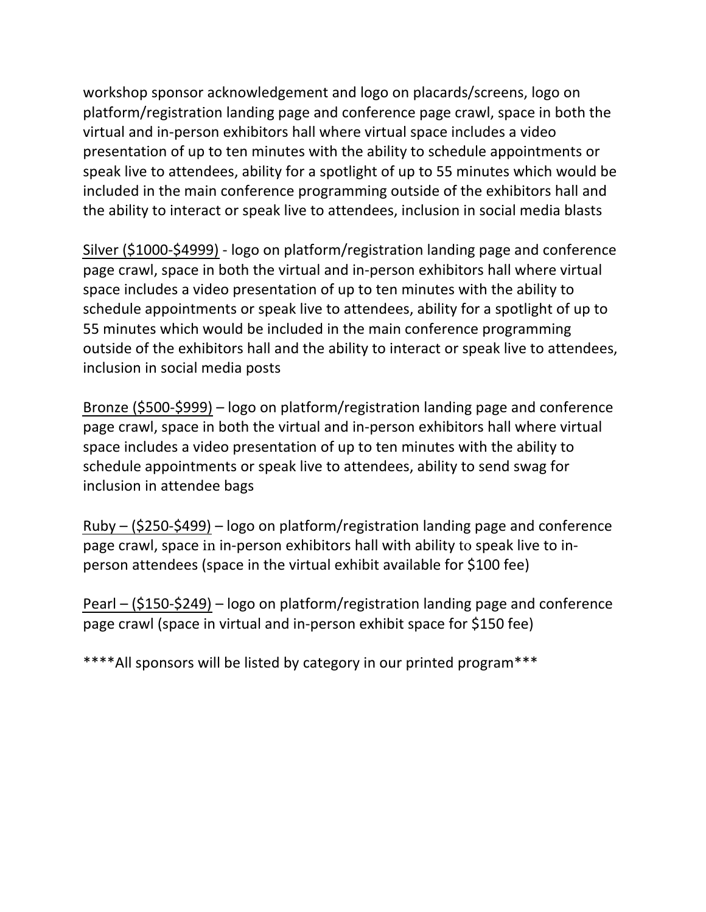workshop sponsor acknowledgement and logo on placards/screens, logo on platform/registration landing page and conference page crawl, space in both the virtual and in-person exhibitors hall where virtual space includes a video presentation of up to ten minutes with the ability to schedule appointments or speak live to attendees, ability for a spotlight of up to 55 minutes which would be included in the main conference programming outside of the exhibitors hall and the ability to interact or speak live to attendees, inclusion in social media blasts

<u>Silver ($1000-$4999)</u> - logo on platform/registration landing page and conference page crawl, space in both the virtual and in-person exhibitors hall where virtual space includes a video presentation of up to ten minutes with the ability to schedule appointments or speak live to attendees, ability for a spotlight of up to 55 minutes which would be included in the main conference programming outside of the exhibitors hall and the ability to interact or speak live to attendees, inclusion in social media posts

<u>Bronze ($500-$999)</u> – logo on platform/registration landing page and conference page crawl, space in both the virtual and in-person exhibitors hall where virtual space includes a video presentation of up to ten minutes with the ability to schedule appointments or speak live to attendees, ability to send swag for inclusion in attendee bags

<u>Ruby – ($250-$499)</u> – logo on platform/registration landing page and conference page crawl, space in in-person exhibitors hall with ability to speak live to in-person attendees (space in the virtual exhibit available for $100 fee)

<u>Pearl – ($150-$249)</u> – logo on platform/registration landing page and conference page crawl (space in virtual and in-person exhibit space for $150 fee)

****All sponsors will be listed by category in our printed program***